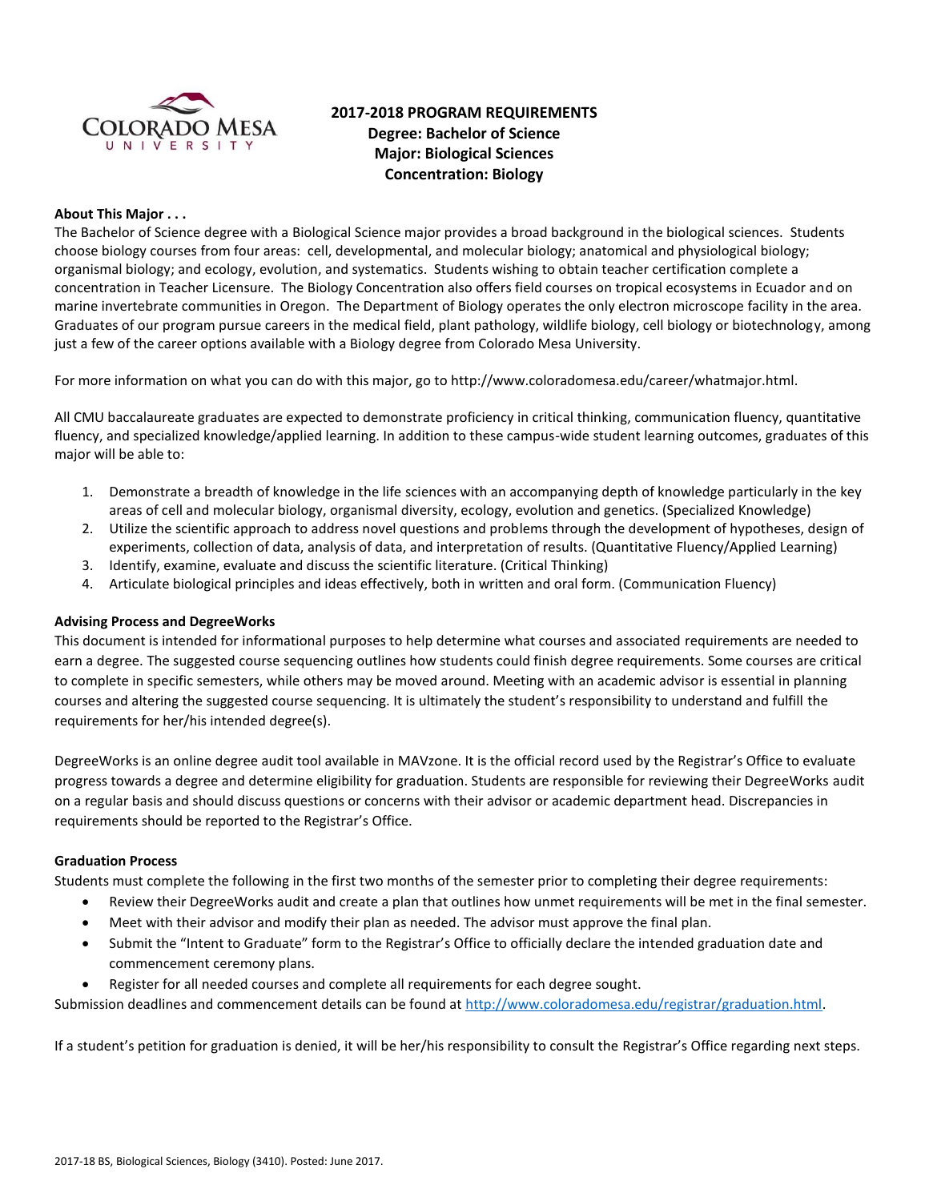# 2017-2018 PROGRAM REQUIREMENTS
## Degree: Bachelor of Science
## Major: Biological Sciences
## Concentration: Biology

**About This Major . . .**

The Bachelor of Science degree with a Biological Science major provides a broad background in the biological sciences. Students choose biology courses from four areas: cell, developmental, and molecular biology; anatomical and physiological biology; organismal biology; and ecology, evolution, and systematics. Students wishing to obtain teacher certification complete a concentration in Teacher Licensure. The Biology Concentration also offers field courses on tropical ecosystems in Ecuador and on marine invertebrate communities in Oregon. The Department of Biology operates the only electron microscope facility in the area. Graduates of our program pursue careers in the medical field, plant pathology, wildlife biology, cell biology or biotechnology, among just a few of the career options available with a Biology degree from Colorado Mesa University.

For more information on what you can do with this major, go to http://www.coloradomesa.edu/career/whatmajor.html.

All CMU baccalaureate graduates are expected to demonstrate proficiency in critical thinking, communication fluency, quantitative fluency, and specialized knowledge/applied learning. In addition to these campus-wide student learning outcomes, graduates of this major will be able to:

1. Demonstrate a breadth of knowledge in the life sciences with an accompanying depth of knowledge particularly in the key areas of cell and molecular biology, organismal diversity, ecology, evolution and genetics. (Specialized Knowledge)
2. Utilize the scientific approach to address novel questions and problems through the development of hypotheses, design of experiments, collection of data, analysis of data, and interpretation of results. (Quantitative Fluency/Applied Learning)
3. Identify, examine, evaluate and discuss the scientific literature. (Critical Thinking)
4. Articulate biological principles and ideas effectively, both in written and oral form. (Communication Fluency)

**Advising Process and DegreeWorks**

This document is intended for informational purposes to help determine what courses and associated requirements are needed to earn a degree. The suggested course sequencing outlines how students could finish degree requirements. Some courses are critical to complete in specific semesters, while others may be moved around. Meeting with an academic advisor is essential in planning courses and altering the suggested course sequencing. It is ultimately the student's responsibility to understand and fulfill the requirements for her/his intended degree(s).

DegreeWorks is an online degree audit tool available in MAVzone. It is the official record used by the Registrar's Office to evaluate progress towards a degree and determine eligibility for graduation. Students are responsible for reviewing their DegreeWorks audit on a regular basis and should discuss questions or concerns with their advisor or academic department head. Discrepancies in requirements should be reported to the Registrar's Office.

**Graduation Process**

Students must complete the following in the first two months of the semester prior to completing their degree requirements:

- Review their DegreeWorks audit and create a plan that outlines how unmet requirements will be met in the final semester.
- Meet with their advisor and modify their plan as needed. The advisor must approve the final plan.
- Submit the "Intent to Graduate" form to the Registrar's Office to officially declare the intended graduation date and commencement ceremony plans.
- Register for all needed courses and complete all requirements for each degree sought.

Submission deadlines and commencement details can be found at http://www.coloradomesa.edu/registrar/graduation.html.

If a student's petition for graduation is denied, it will be her/his responsibility to consult the Registrar's Office regarding next steps.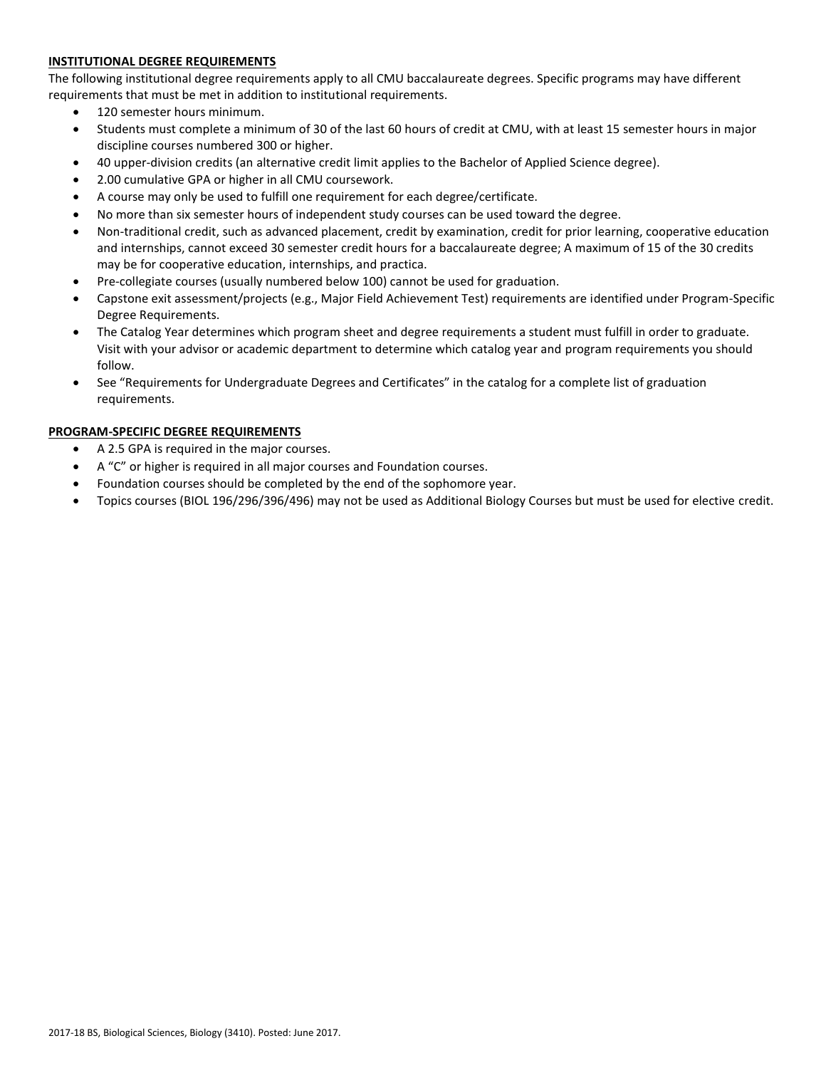**INSTITUTIONAL DEGREE REQUIREMENTS**

The following institutional degree requirements apply to all CMU baccalaureate degrees. Specific programs may have different requirements that must be met in addition to institutional requirements.

- 120 semester hours minimum.
- Students must complete a minimum of 30 of the last 60 hours of credit at CMU, with at least 15 semester hours in major discipline courses numbered 300 or higher.
- 40 upper-division credits (an alternative credit limit applies to the Bachelor of Applied Science degree).
- 2.00 cumulative GPA or higher in all CMU coursework.
- A course may only be used to fulfill one requirement for each degree/certificate.
- No more than six semester hours of independent study courses can be used toward the degree.
- Non-traditional credit, such as advanced placement, credit by examination, credit for prior learning, cooperative education and internships, cannot exceed 30 semester credit hours for a baccalaureate degree; A maximum of 15 of the 30 credits may be for cooperative education, internships, and practica.
- Pre-collegiate courses (usually numbered below 100) cannot be used for graduation.
- Capstone exit assessment/projects (e.g., Major Field Achievement Test) requirements are identified under Program-Specific Degree Requirements.
- The Catalog Year determines which program sheet and degree requirements a student must fulfill in order to graduate. Visit with your advisor or academic department to determine which catalog year and program requirements you should follow.
- See "Requirements for Undergraduate Degrees and Certificates" in the catalog for a complete list of graduation requirements.

**PROGRAM-SPECIFIC DEGREE REQUIREMENTS**

- A 2.5 GPA is required in the major courses.
- A "C" or higher is required in all major courses and Foundation courses.
- Foundation courses should be completed by the end of the sophomore year.
- Topics courses (BIOL 196/296/396/496) may not be used as Additional Biology Courses but must be used for elective credit.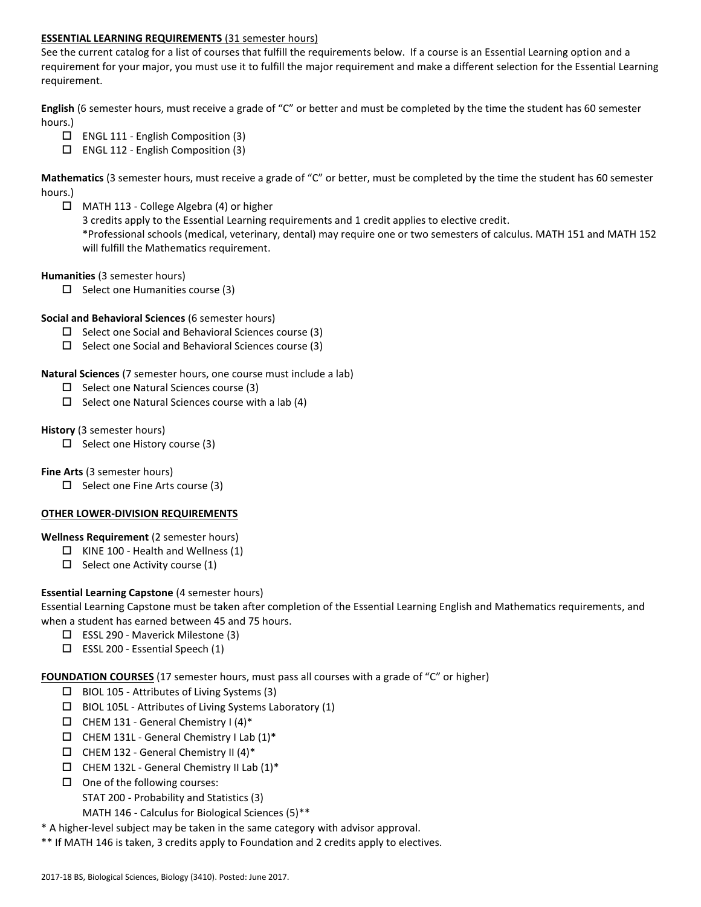**ESSENTIAL LEARNING REQUIREMENTS** (31 semester hours)

See the current catalog for a list of courses that fulfill the requirements below. If a course is an Essential Learning option and a requirement for your major, you must use it to fulfill the major requirement and make a different selection for the Essential Learning requirement.

**English** (6 semester hours, must receive a grade of "C" or better and must be completed by the time the student has 60 semester hours.)

- ☐ ENGL 111 - English Composition (3)
- ☐ ENGL 112 - English Composition (3)

**Mathematics** (3 semester hours, must receive a grade of "C" or better, must be completed by the time the student has 60 semester hours.)

- ☐ MATH 113 - College Algebra (4) or higher
  3 credits apply to the Essential Learning requirements and 1 credit applies to elective credit.
  *Professional schools (medical, veterinary, dental) may require one or two semesters of calculus. MATH 151 and MATH 152 will fulfill the Mathematics requirement.

**Humanities** (3 semester hours)

- ☐ Select one Humanities course (3)

**Social and Behavioral Sciences** (6 semester hours)

- ☐ Select one Social and Behavioral Sciences course (3)
- ☐ Select one Social and Behavioral Sciences course (3)

**Natural Sciences** (7 semester hours, one course must include a lab)

- ☐ Select one Natural Sciences course (3)
- ☐ Select one Natural Sciences course with a lab (4)

**History** (3 semester hours)

- ☐ Select one History course (3)

**Fine Arts** (3 semester hours)

- ☐ Select one Fine Arts course (3)

**OTHER LOWER-DIVISION REQUIREMENTS**

**Wellness Requirement** (2 semester hours)

- ☐ KINE 100 - Health and Wellness (1)
- ☐ Select one Activity course (1)

**Essential Learning Capstone** (4 semester hours)

Essential Learning Capstone must be taken after completion of the Essential Learning English and Mathematics requirements, and when a student has earned between 45 and 75 hours.

- ☐ ESSL 290 - Maverick Milestone (3)
- ☐ ESSL 200 - Essential Speech (1)

**FOUNDATION COURSES** (17 semester hours, must pass all courses with a grade of "C" or higher)

- ☐ BIOL 105 - Attributes of Living Systems (3)
- ☐ BIOL 105L - Attributes of Living Systems Laboratory (1)
- ☐ CHEM 131 - General Chemistry I (4)*
- ☐ CHEM 131L - General Chemistry I Lab (1)*
- ☐ CHEM 132 - General Chemistry II (4)*
- ☐ CHEM 132L - General Chemistry II Lab (1)*
- ☐ One of the following courses:
  STAT 200 - Probability and Statistics (3)
  MATH 146 - Calculus for Biological Sciences (5)**

* A higher-level subject may be taken in the same category with advisor approval.

** If MATH 146 is taken, 3 credits apply to Foundation and 2 credits apply to electives.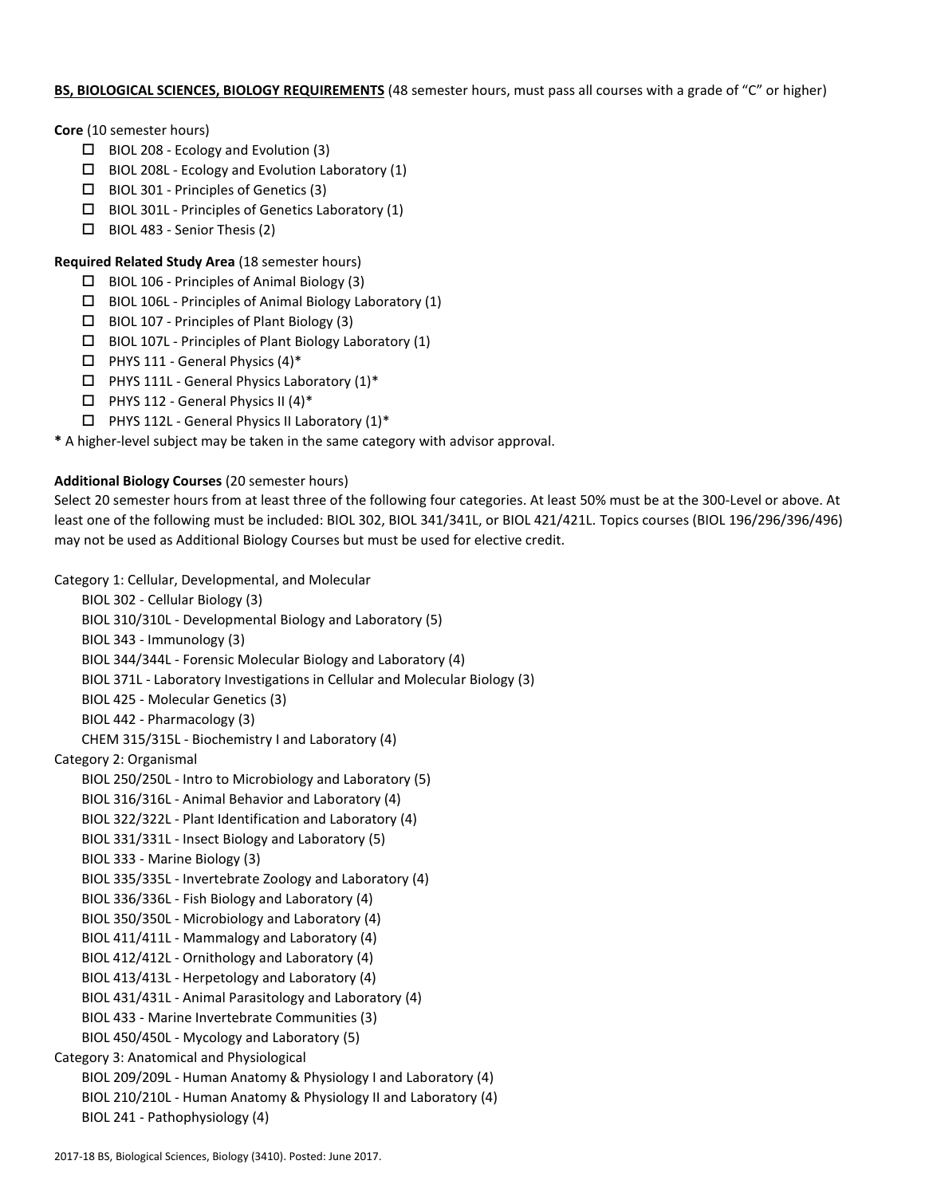**BS, BIOLOGICAL SCIENCES, BIOLOGY REQUIREMENTS** (48 semester hours, must pass all courses with a grade of "C" or higher)

**Core** (10 semester hours)

- ☐ BIOL 208 - Ecology and Evolution (3)
- ☐ BIOL 208L - Ecology and Evolution Laboratory (1)
- ☐ BIOL 301 - Principles of Genetics (3)
- ☐ BIOL 301L - Principles of Genetics Laboratory (1)
- ☐ BIOL 483 - Senior Thesis (2)

**Required Related Study Area** (18 semester hours)

- ☐ BIOL 106 - Principles of Animal Biology (3)
- ☐ BIOL 106L - Principles of Animal Biology Laboratory (1)
- ☐ BIOL 107 - Principles of Plant Biology (3)
- ☐ BIOL 107L - Principles of Plant Biology Laboratory (1)
- ☐ PHYS 111 - General Physics (4)*
- ☐ PHYS 111L - General Physics Laboratory (1)*
- ☐ PHYS 112 - General Physics II (4)*
- ☐ PHYS 112L - General Physics II Laboratory (1)*

**\*** A higher-level subject may be taken in the same category with advisor approval.

**Additional Biology Courses** (20 semester hours)

Select 20 semester hours from at least three of the following four categories. At least 50% must be at the 300-Level or above. At least one of the following must be included: BIOL 302, BIOL 341/341L, or BIOL 421/421L. Topics courses (BIOL 196/296/396/496) may not be used as Additional Biology Courses but must be used for elective credit.

Category 1: Cellular, Developmental, and Molecular

- BIOL 302 - Cellular Biology (3)
- BIOL 310/310L - Developmental Biology and Laboratory (5)
- BIOL 343 - Immunology (3)
- BIOL 344/344L - Forensic Molecular Biology and Laboratory (4)
- BIOL 371L - Laboratory Investigations in Cellular and Molecular Biology (3)
- BIOL 425 - Molecular Genetics (3)
- BIOL 442 - Pharmacology (3)
- CHEM 315/315L - Biochemistry I and Laboratory (4)

Category 2: Organismal

- BIOL 250/250L - Intro to Microbiology and Laboratory (5)
- BIOL 316/316L - Animal Behavior and Laboratory (4)
- BIOL 322/322L - Plant Identification and Laboratory (4)
- BIOL 331/331L - Insect Biology and Laboratory (5)
- BIOL 333 - Marine Biology (3)
- BIOL 335/335L - Invertebrate Zoology and Laboratory (4)
- BIOL 336/336L - Fish Biology and Laboratory (4)
- BIOL 350/350L - Microbiology and Laboratory (4)
- BIOL 411/411L - Mammalogy and Laboratory (4)
- BIOL 412/412L - Ornithology and Laboratory (4)
- BIOL 413/413L - Herpetology and Laboratory (4)
- BIOL 431/431L - Animal Parasitology and Laboratory (4)
- BIOL 433 - Marine Invertebrate Communities (3)
- BIOL 450/450L - Mycology and Laboratory (5)

Category 3: Anatomical and Physiological

- BIOL 209/209L - Human Anatomy & Physiology I and Laboratory (4)
- BIOL 210/210L - Human Anatomy & Physiology II and Laboratory (4)
- BIOL 241 - Pathophysiology (4)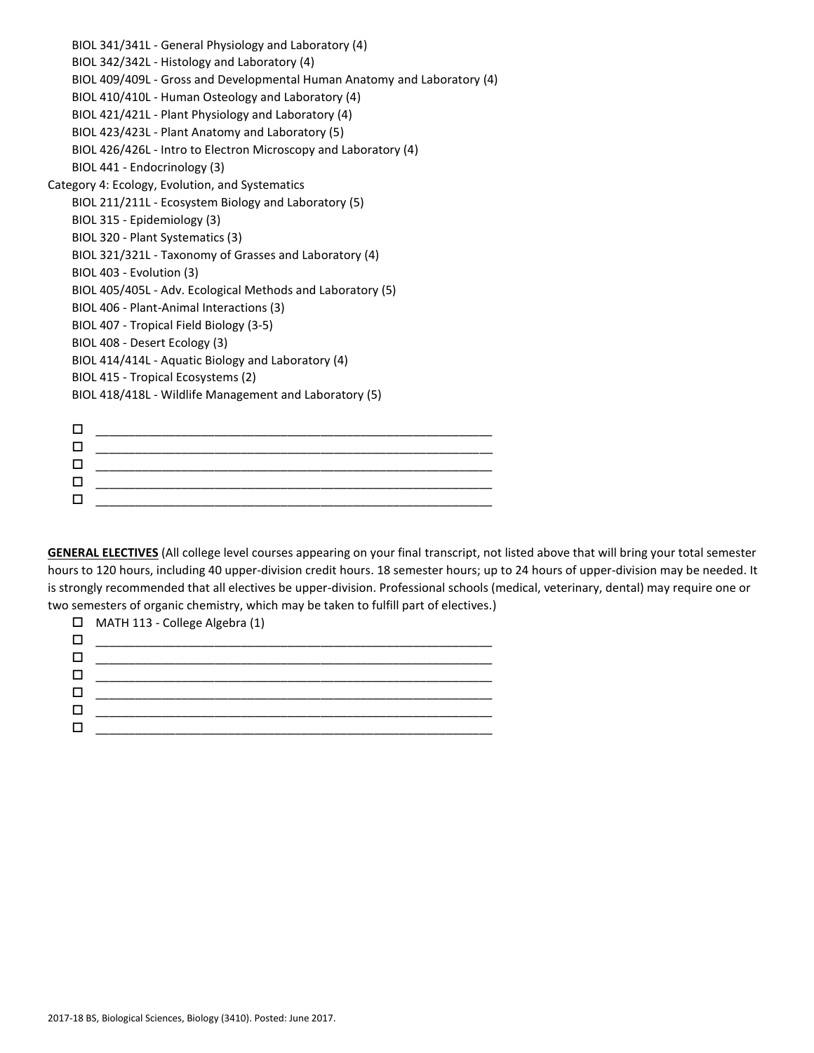- BIOL 341/341L - General Physiology and Laboratory (4)
- BIOL 342/342L - Histology and Laboratory (4)
- BIOL 409/409L - Gross and Developmental Human Anatomy and Laboratory (4)
- BIOL 410/410L - Human Osteology and Laboratory (4)
- BIOL 421/421L - Plant Physiology and Laboratory (4)
- BIOL 423/423L - Plant Anatomy and Laboratory (5)
- BIOL 426/426L - Intro to Electron Microscopy and Laboratory (4)
- BIOL 441 - Endocrinology (3)

Category 4: Ecology, Evolution, and Systematics

- BIOL 211/211L - Ecosystem Biology and Laboratory (5)
- BIOL 315 - Epidemiology (3)
- BIOL 320 - Plant Systematics (3)
- BIOL 321/321L - Taxonomy of Grasses and Laboratory (4)
- BIOL 403 - Evolution (3)
- BIOL 405/405L - Adv. Ecological Methods and Laboratory (5)
- BIOL 406 - Plant-Animal Interactions (3)
- BIOL 407 - Tropical Field Biology (3-5)
- BIOL 408 - Desert Ecology (3)
- BIOL 414/414L - Aquatic Biology and Laboratory (4)
- BIOL 415 - Tropical Ecosystems (2)
- BIOL 418/418L - Wildlife Management and Laboratory (5)

- ☐ ____________________________________________________________
- ☐ ____________________________________________________________
- ☐ ____________________________________________________________
- ☐ ____________________________________________________________
- ☐ ____________________________________________________________

**GENERAL ELECTIVES** (All college level courses appearing on your final transcript, not listed above that will bring your total semester hours to 120 hours, including 40 upper-division credit hours. 18 semester hours; up to 24 hours of upper-division may be needed. It is strongly recommended that all electives be upper-division. Professional schools (medical, veterinary, dental) may require one or two semesters of organic chemistry, which may be taken to fulfill part of electives.)

- ☐ MATH 113 - College Algebra (1)
- ☐ ____________________________________________________________
- ☐ ____________________________________________________________
- ☐ ____________________________________________________________
- ☐ ____________________________________________________________
- ☐ ____________________________________________________________
- ☐ ____________________________________________________________

2017-18 BS, Biological Sciences, Biology (3410). Posted: June 2017.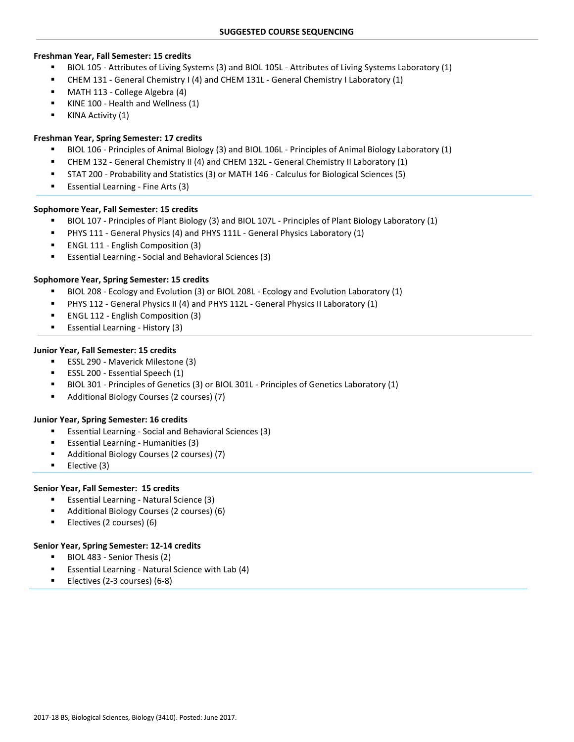## SUGGESTED COURSE SEQUENCING

**Freshman Year, Fall Semester: 15 credits**

- BIOL 105 - Attributes of Living Systems (3) and BIOL 105L - Attributes of Living Systems Laboratory (1)
- CHEM 131 - General Chemistry I (4) and CHEM 131L - General Chemistry I Laboratory (1)
- MATH 113 - College Algebra (4)
- KINE 100 - Health and Wellness (1)
- KINA Activity (1)

**Freshman Year, Spring Semester: 17 credits**

- BIOL 106 - Principles of Animal Biology (3) and BIOL 106L - Principles of Animal Biology Laboratory (1)
- CHEM 132 - General Chemistry II (4) and CHEM 132L - General Chemistry II Laboratory (1)
- STAT 200 - Probability and Statistics (3) or MATH 146 - Calculus for Biological Sciences (5)
- Essential Learning - Fine Arts (3)

**Sophomore Year, Fall Semester: 15 credits**

- BIOL 107 - Principles of Plant Biology (3) and BIOL 107L - Principles of Plant Biology Laboratory (1)
- PHYS 111 - General Physics (4) and PHYS 111L - General Physics Laboratory (1)
- ENGL 111 - English Composition (3)
- Essential Learning - Social and Behavioral Sciences (3)

**Sophomore Year, Spring Semester: 15 credits**

- BIOL 208 - Ecology and Evolution (3) or BIOL 208L - Ecology and Evolution Laboratory (1)
- PHYS 112 - General Physics II (4) and PHYS 112L - General Physics II Laboratory (1)
- ENGL 112 - English Composition (3)
- Essential Learning - History (3)

**Junior Year, Fall Semester: 15 credits**

- ESSL 290 - Maverick Milestone (3)
- ESSL 200 - Essential Speech (1)
- BIOL 301 - Principles of Genetics (3) or BIOL 301L - Principles of Genetics Laboratory (1)
- Additional Biology Courses (2 courses) (7)

**Junior Year, Spring Semester: 16 credits**

- Essential Learning - Social and Behavioral Sciences (3)
- Essential Learning - Humanities (3)
- Additional Biology Courses (2 courses) (7)
- Elective (3)

**Senior Year, Fall Semester: 15 credits**

- Essential Learning - Natural Science (3)
- Additional Biology Courses (2 courses) (6)
- Electives (2 courses) (6)

**Senior Year, Spring Semester: 12-14 credits**

- BIOL 483 - Senior Thesis (2)
- Essential Learning - Natural Science with Lab (4)
- Electives (2-3 courses) (6-8)

2017-18 BS, Biological Sciences, Biology (3410). Posted: June 2017.